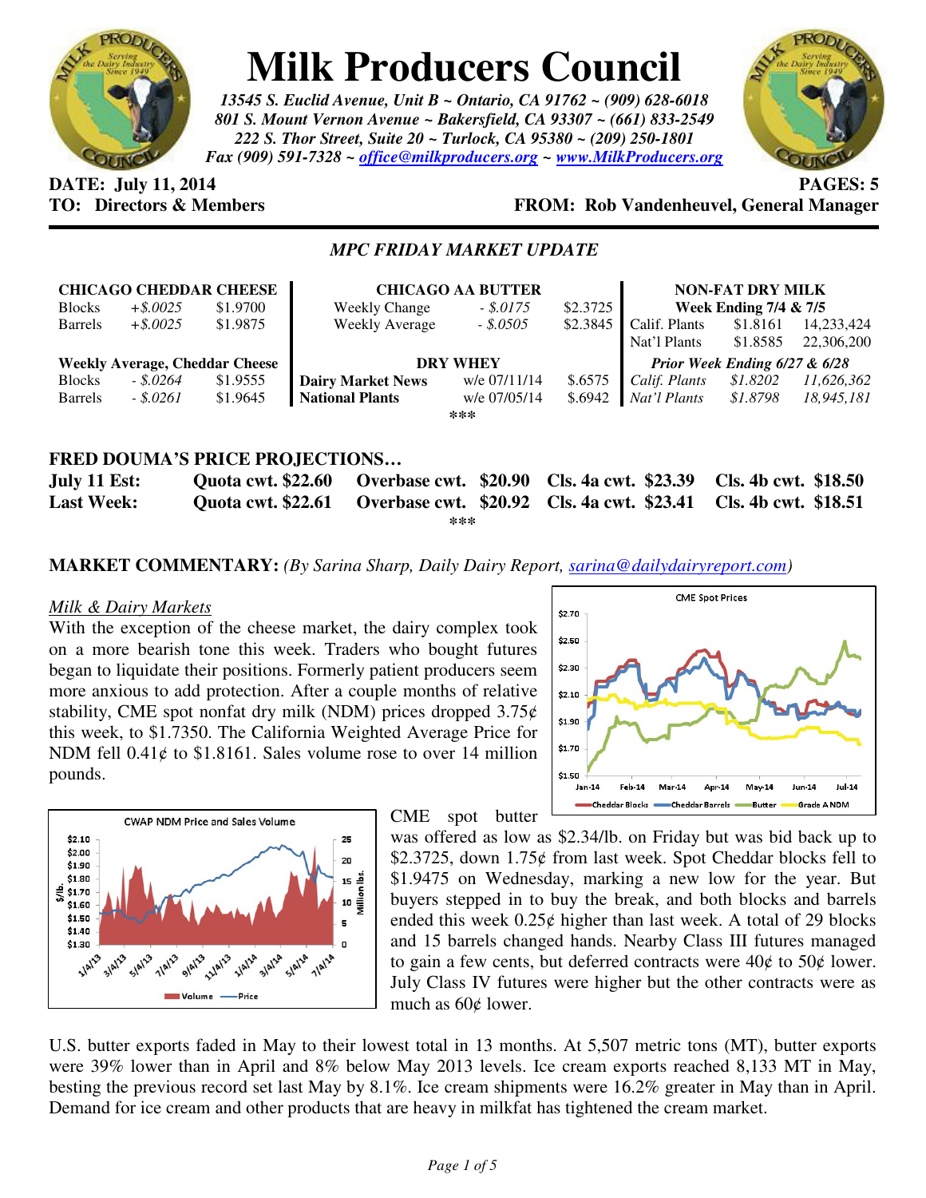# Milk Producers Council

*13545 S. Euclid Avenue, Unit B ~ Ontario, CA 91762 ~ (909) 628-6018*
*801 S. Mount Vernon Avenue ~ Bakersfield, CA 93307 ~ (661) 833-2549*
*222 S. Thor Street, Suite 20 ~ Turlock, CA 95380 ~ (209) 250-1801*
*Fax (909) 591-7328 ~ office@milkproducers.org ~ www.MilkProducers.org*

**DATE: July 11, 2014** **PAGES: 5**
**TO: Directors & Members** **FROM: Rob Vandenheuvel, General Manager**

## *MPC FRIDAY MARKET UPDATE*

| **CHICAGO CHEDDAR CHEESE** | | | **CHICAGO AA BUTTER** | | | **NON-FAT DRY MILK** | | |
|---|---|---|---|---|---|---|---|---|
| Blocks | *+$.0025* | $1.9700 | Weekly Change | *- $.0175* | $2.3725 | **Week Ending 7/4 & 7/5** | | |
| Barrels | *+$.0025* | $1.9875 | Weekly Average | *- $.0505* | $2.3845 | Calif. Plants | $1.8161 | 14,233,424 |
| | | | | | | Nat'l Plants | $1.8585 | 22,306,200 |
| **Weekly Average, Cheddar Cheese** | | | **DRY WHEY** | | | ***Prior Week Ending 6/27 & 6/28*** | | |
| Blocks | *- $.0264* | $1.9555 | **Dairy Market News** | w/e 07/11/14 | $.6575 | *Calif. Plants* | *$1.8202* | *11,626,362* |
| Barrels | *- $.0261* | $1.9645 | **National Plants** | w/e 07/05/14 | $.6942 | *Nat'l Plants* | *$1.8798* | *18,945,181* |

***

## FRED DOUMA'S PRICE PROJECTIONS…

| | | | | |
|---|---|---|---|---|
| **July 11 Est:** | **Quota cwt. $22.60** | **Overbase cwt. $20.90** | **Cls. 4a cwt. $23.39** | **Cls. 4b cwt. $18.50** |
| **Last Week:** | **Quota cwt. $22.61** | **Overbase cwt. $20.92** | **Cls. 4a cwt. $23.41** | **Cls. 4b cwt. $18.51** |

***

**MARKET COMMENTARY:** *(By Sarina Sharp, Daily Dairy Report, sarina@dailydairyreport.com)*

### Milk & Dairy Markets

With the exception of the cheese market, the dairy complex took on a more bearish tone this week. Traders who bought futures began to liquidate their positions. Formerly patient producers seem more anxious to add protection. After a couple months of relative stability, CME spot nonfat dry milk (NDM) prices dropped 3.75¢ this week, to $1.7350. The California Weighted Average Price for NDM fell 0.41¢ to $1.8161. Sales volume rose to over 14 million pounds.

CME spot butter was offered as low as $2.34/lb. on Friday but was bid back up to $2.3725, down 1.75¢ from last week. Spot Cheddar blocks fell to $1.9475 on Wednesday, marking a new low for the year. But buyers stepped in to buy the break, and both blocks and barrels ended this week 0.25¢ higher than last week. A total of 29 blocks and 15 barrels changed hands. Nearby Class III futures managed to gain a few cents, but deferred contracts were 40¢ to 50¢ lower. July Class IV futures were higher but the other contracts were as much as 60¢ lower.

U.S. butter exports faded in May to their lowest total in 13 months. At 5,507 metric tons (MT), butter exports were 39% lower than in April and 8% below May 2013 levels. Ice cream exports reached 8,133 MT in May, besting the previous record set last May by 8.1%. Ice cream shipments were 16.2% greater in May than in April. Demand for ice cream and other products that are heavy in milkfat has tightened the cream market.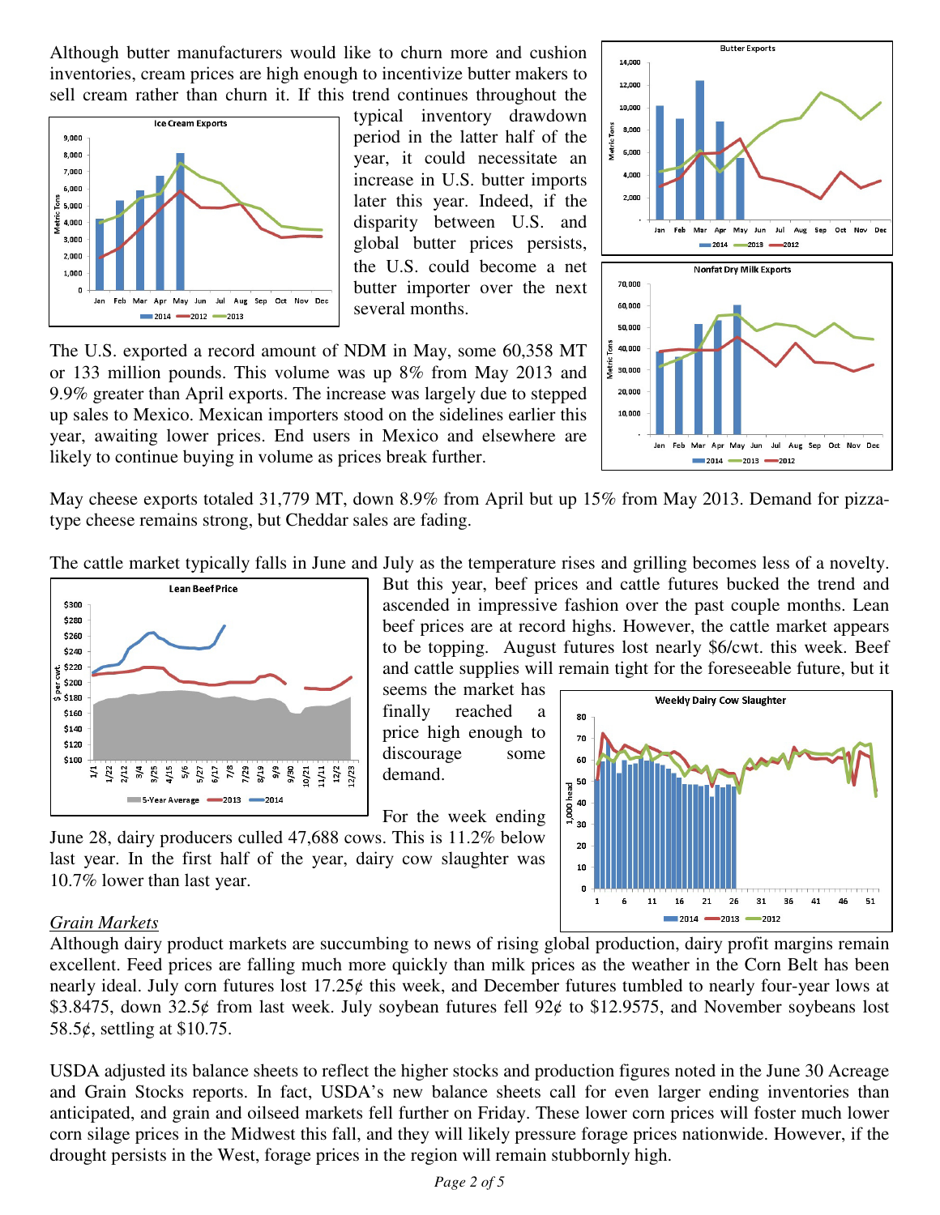Although butter manufacturers would like to churn more and cushion inventories, cream prices are high enough to incentivize butter makers to sell cream rather than churn it. If this trend continues throughout the typical inventory drawdown period in the latter half of the year, it could necessitate an increase in U.S. butter imports later this year. Indeed, if the disparity between U.S. and global butter prices persists, the U.S. could become a net butter importer over the next several months.

The U.S. exported a record amount of NDM in May, some 60,358 MT or 133 million pounds. This volume was up 8% from May 2013 and 9.9% greater than April exports. The increase was largely due to stepped up sales to Mexico. Mexican importers stood on the sidelines earlier this year, awaiting lower prices. End users in Mexico and elsewhere are likely to continue buying in volume as prices break further.

May cheese exports totaled 31,779 MT, down 8.9% from April but up 15% from May 2013. Demand for pizza-type cheese remains strong, but Cheddar sales are fading.

The cattle market typically falls in June and July as the temperature rises and grilling becomes less of a novelty. But this year, beef prices and cattle futures bucked the trend and ascended in impressive fashion over the past couple months. Lean beef prices are at record highs. However, the cattle market appears to be topping. August futures lost nearly $6/cwt. this week. Beef and cattle supplies will remain tight for the foreseeable future, but it seems the market has finally reached a price high enough to discourage some demand.

For the week ending June 28, dairy producers culled 47,688 cows. This is 11.2% below last year. In the first half of the year, dairy cow slaughter was 10.7% lower than last year.

## *Grain Markets*

Although dairy product markets are succumbing to news of rising global production, dairy profit margins remain excellent. Feed prices are falling much more quickly than milk prices as the weather in the Corn Belt has been nearly ideal. July corn futures lost 17.25¢ this week, and December futures tumbled to nearly four-year lows at $3.8475, down 32.5¢ from last week. July soybean futures fell 92¢ to $12.9575, and November soybeans lost 58.5¢, settling at $10.75.

USDA adjusted its balance sheets to reflect the higher stocks and production figures noted in the June 30 Acreage and Grain Stocks reports. In fact, USDA's new balance sheets call for even larger ending inventories than anticipated, and grain and oilseed markets fell further on Friday. These lower corn prices will foster much lower corn silage prices in the Midwest this fall, and they will likely pressure forage prices nationwide. However, if the drought persists in the West, forage prices in the region will remain stubbornly high.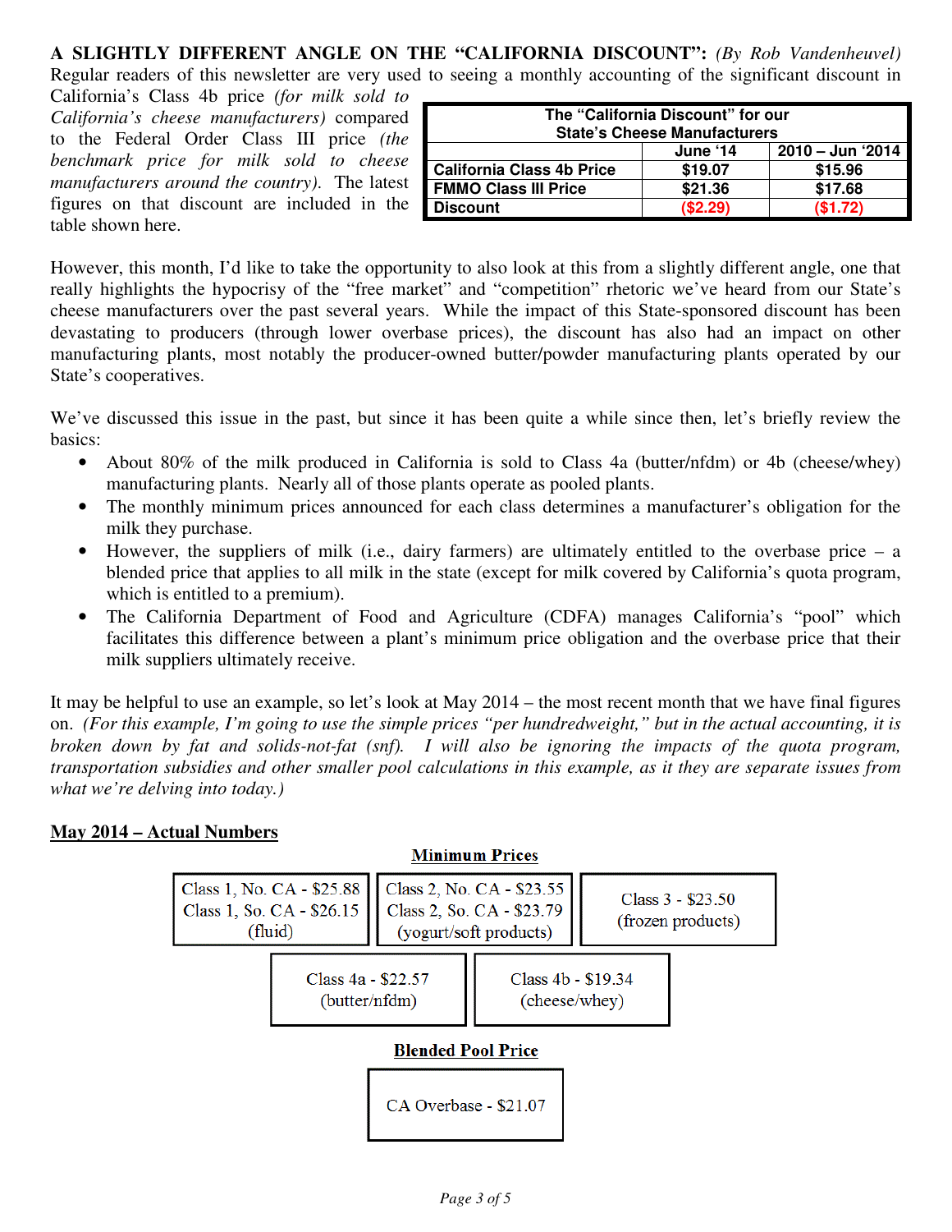**A SLIGHTLY DIFFERENT ANGLE ON THE "CALIFORNIA DISCOUNT":** *(By Rob Vandenheuvel)* Regular readers of this newsletter are very used to seeing a monthly accounting of the significant discount in California's Class 4b price *(for milk sold to California's cheese manufacturers)* compared to the Federal Order Class III price *(the benchmark price for milk sold to cheese manufacturers around the country)*. The latest figures on that discount are included in the table shown here.

| The "California Discount" for our State's Cheese Manufacturers | June '14 | 2010 – Jun '2014 |
|---|---|---|
| California Class 4b Price | $19.07 | $15.96 |
| FMMO Class III Price | $21.36 | $17.68 |
| Discount | ($2.29) | ($1.72) |

However, this month, I'd like to take the opportunity to also look at this from a slightly different angle, one that really highlights the hypocrisy of the "free market" and "competition" rhetoric we've heard from our State's cheese manufacturers over the past several years. While the impact of this State-sponsored discount has been devastating to producers (through lower overbase prices), the discount has also had an impact on other manufacturing plants, most notably the producer-owned butter/powder manufacturing plants operated by our State's cooperatives.

We've discussed this issue in the past, but since it has been quite a while since then, let's briefly review the basics:

- About 80% of the milk produced in California is sold to Class 4a (butter/nfdm) or 4b (cheese/whey) manufacturing plants. Nearly all of those plants operate as pooled plants.
- The monthly minimum prices announced for each class determines a manufacturer's obligation for the milk they purchase.
- However, the suppliers of milk (i.e., dairy farmers) are ultimately entitled to the overbase price – a blended price that applies to all milk in the state (except for milk covered by California's quota program, which is entitled to a premium).
- The California Department of Food and Agriculture (CDFA) manages California's "pool" which facilitates this difference between a plant's minimum price obligation and the overbase price that their milk suppliers ultimately receive.

It may be helpful to use an example, so let's look at May 2014 – the most recent month that we have final figures on. *(For this example, I'm going to use the simple prices "per hundredweight," but in the actual accounting, it is broken down by fat and solids-not-fat (snf). I will also be ignoring the impacts of the quota program, transportation subsidies and other smaller pool calculations in this example, as it they are separate issues from what we're delving into today.)*

**<u>May 2014 – Actual Numbers</u>**

**<u>Minimum Prices</u>**

- Class 1, No. CA - $25.88; Class 1, So. CA - $26.15 (fluid)
- Class 2, No. CA - $23.55; Class 2, So. CA - $23.79 (yogurt/soft products)
- Class 3 - $23.50 (frozen products)
- Class 4a - $22.57 (butter/nfdm)
- Class 4b - $19.34 (cheese/whey)

**<u>Blended Pool Price</u>**

- CA Overbase - $21.07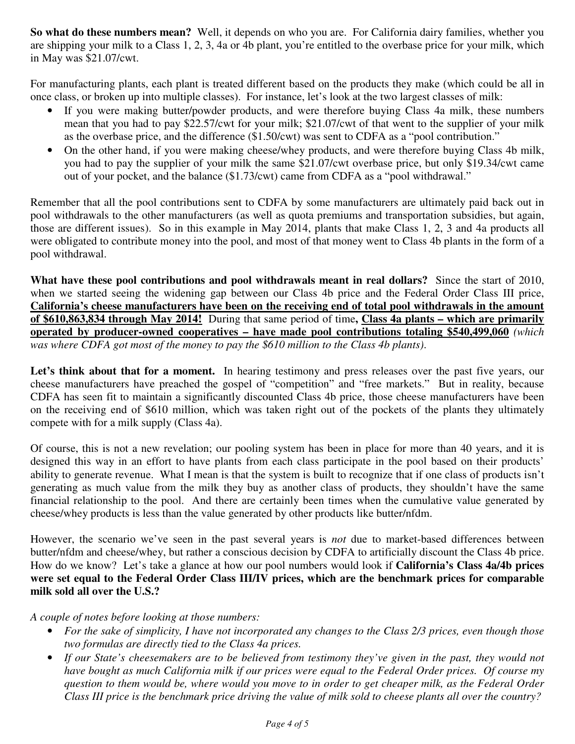**So what do these numbers mean?** Well, it depends on who you are. For California dairy families, whether you are shipping your milk to a Class 1, 2, 3, 4a or 4b plant, you're entitled to the overbase price for your milk, which in May was $21.07/cwt.

For manufacturing plants, each plant is treated different based on the products they make (which could be all in once class, or broken up into multiple classes). For instance, let's look at the two largest classes of milk:

- If you were making butter/powder products, and were therefore buying Class 4a milk, these numbers mean that you had to pay $22.57/cwt for your milk; $21.07/cwt of that went to the supplier of your milk as the overbase price, and the difference ($1.50/cwt) was sent to CDFA as a "pool contribution."
- On the other hand, if you were making cheese/whey products, and were therefore buying Class 4b milk, you had to pay the supplier of your milk the same $21.07/cwt overbase price, but only $19.34/cwt came out of your pocket, and the balance ($1.73/cwt) came from CDFA as a "pool withdrawal."

Remember that all the pool contributions sent to CDFA by some manufacturers are ultimately paid back out in pool withdrawals to the other manufacturers (as well as quota premiums and transportation subsidies, but again, those are different issues). So in this example in May 2014, plants that make Class 1, 2, 3 and 4a products all were obligated to contribute money into the pool, and most of that money went to Class 4b plants in the form of a pool withdrawal.

**What have these pool contributions and pool withdrawals meant in real dollars?** Since the start of 2010, when we started seeing the widening gap between our Class 4b price and the Federal Order Class III price, **California's cheese manufacturers have been on the receiving end of total pool withdrawals in the amount of $610,863,834 through May 2014!** During that same period of time**, Class 4a plants – which are primarily operated by producer-owned cooperatives – have made pool contributions totaling $540,499,060** *(which was where CDFA got most of the money to pay the $610 million to the Class 4b plants)*.

**Let's think about that for a moment.** In hearing testimony and press releases over the past five years, our cheese manufacturers have preached the gospel of "competition" and "free markets." But in reality, because CDFA has seen fit to maintain a significantly discounted Class 4b price, those cheese manufacturers have been on the receiving end of $610 million, which was taken right out of the pockets of the plants they ultimately compete with for a milk supply (Class 4a).

Of course, this is not a new revelation; our pooling system has been in place for more than 40 years, and it is designed this way in an effort to have plants from each class participate in the pool based on their products' ability to generate revenue. What I mean is that the system is built to recognize that if one class of products isn't generating as much value from the milk they buy as another class of products, they shouldn't have the same financial relationship to the pool. And there are certainly been times when the cumulative value generated by cheese/whey products is less than the value generated by other products like butter/nfdm.

However, the scenario we've seen in the past several years is *not* due to market-based differences between butter/nfdm and cheese/whey, but rather a conscious decision by CDFA to artificially discount the Class 4b price. How do we know? Let's take a glance at how our pool numbers would look if **California's Class 4a/4b prices were set equal to the Federal Order Class III/IV prices, which are the benchmark prices for comparable milk sold all over the U.S.?**

*A couple of notes before looking at those numbers:*

- *For the sake of simplicity, I have not incorporated any changes to the Class 2/3 prices, even though those two formulas are directly tied to the Class 4a prices.*
- *If our State's cheesemakers are to be believed from testimony they've given in the past, they would not have bought as much California milk if our prices were equal to the Federal Order prices. Of course my question to them would be, where would you move to in order to get cheaper milk, as the Federal Order Class III price is the benchmark price driving the value of milk sold to cheese plants all over the country?*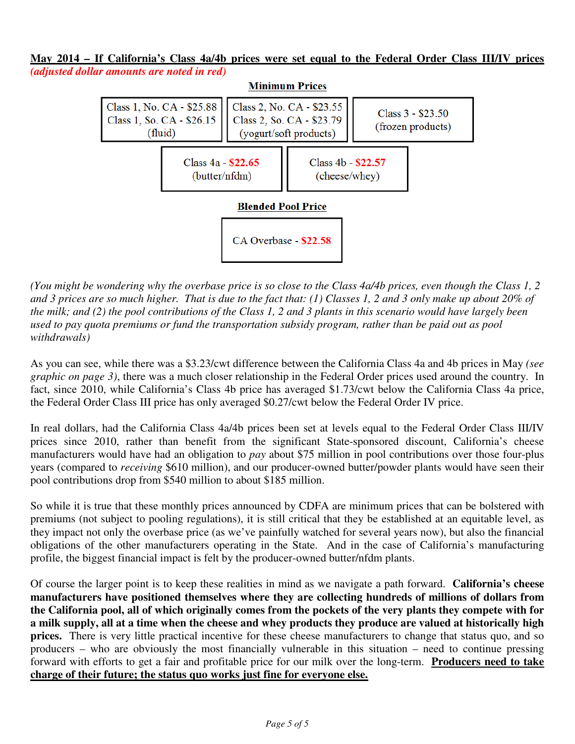**<u>May 2014 – If California's Class 4a/4b prices were set equal to the Federal Order Class III/IV prices</u>** *(adjusted dollar amounts are noted in red)*

**<u>Minimum Prices</u>**

Class 1, No. CA - $25.88
Class 1, So. CA - $26.15
(fluid)

Class 2, No. CA - $23.55
Class 2, So. CA - $23.79
(yogurt/soft products)

Class 3 - $23.50
(frozen products)

Class 4a - $22.65
(butter/nfdm)

Class 4b - $22.57
(cheese/whey)

**<u>Blended Pool Price</u>**

CA Overbase - $22.58

*(You might be wondering why the overbase price is so close to the Class 4a/4b prices, even though the Class 1, 2 and 3 prices are so much higher. That is due to the fact that: (1) Classes 1, 2 and 3 only make up about 20% of the milk; and (2) the pool contributions of the Class 1, 2 and 3 plants in this scenario would have largely been used to pay quota premiums or fund the transportation subsidy program, rather than be paid out as pool withdrawals)*

As you can see, while there was a $3.23/cwt difference between the California Class 4a and 4b prices in May *(see graphic on page 3)*, there was a much closer relationship in the Federal Order prices used around the country. In fact, since 2010, while California's Class 4b price has averaged $1.73/cwt below the California Class 4a price, the Federal Order Class III price has only averaged $0.27/cwt below the Federal Order IV price.

In real dollars, had the California Class 4a/4b prices been set at levels equal to the Federal Order Class III/IV prices since 2010, rather than benefit from the significant State-sponsored discount, California's cheese manufacturers would have had an obligation to *pay* about $75 million in pool contributions over those four-plus years (compared to *receiving* $610 million), and our producer-owned butter/powder plants would have seen their pool contributions drop from $540 million to about $185 million.

So while it is true that these monthly prices announced by CDFA are minimum prices that can be bolstered with premiums (not subject to pooling regulations), it is still critical that they be established at an equitable level, as they impact not only the overbase price (as we've painfully watched for several years now), but also the financial obligations of the other manufacturers operating in the State. And in the case of California's manufacturing profile, the biggest financial impact is felt by the producer-owned butter/nfdm plants.

Of course the larger point is to keep these realities in mind as we navigate a path forward. **California's cheese manufacturers have positioned themselves where they are collecting hundreds of millions of dollars from the California pool, all of which originally comes from the pockets of the very plants they compete with for a milk supply, all at a time when the cheese and whey products they produce are valued at historically high prices.** There is very little practical incentive for these cheese manufacturers to change that status quo, and so producers – who are obviously the most financially vulnerable in this situation – need to continue pressing forward with efforts to get a fair and profitable price for our milk over the long-term. **<u>Producers need to take charge of their future; the status quo works just fine for everyone else.</u>**